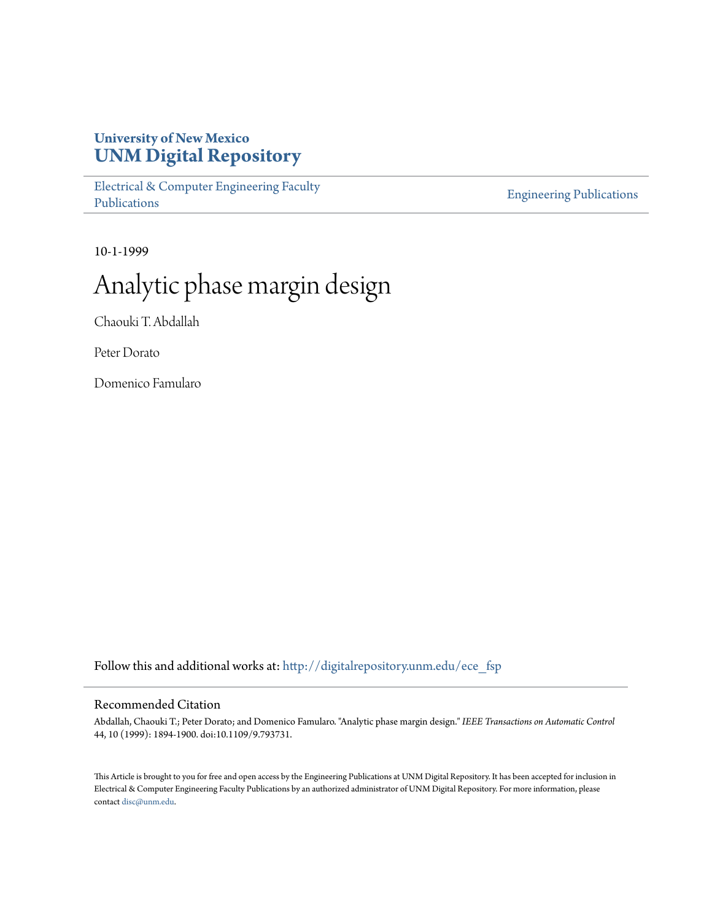University of New Mexico
**UNM Digital Repository**

Electrical & Computer Engineering Faculty Publications

Engineering Publications

10-1-1999

# Analytic phase margin design

Chaouki T. Abdallah

Peter Dorato

Domenico Famularo

Follow this and additional works at: http://digitalrepository.unm.edu/ece_fsp

## Recommended Citation

Abdallah, Chaouki T.; Peter Dorato; and Domenico Famularo. "Analytic phase margin design." *IEEE Transactions on Automatic Control* 44, 10 (1999): 1894-1900. doi:10.1109/9.793731.

This Article is brought to you for free and open access by the Engineering Publications at UNM Digital Repository. It has been accepted for inclusion in Electrical & Computer Engineering Faculty Publications by an authorized administrator of UNM Digital Repository. For more information, please contact disc@unm.edu.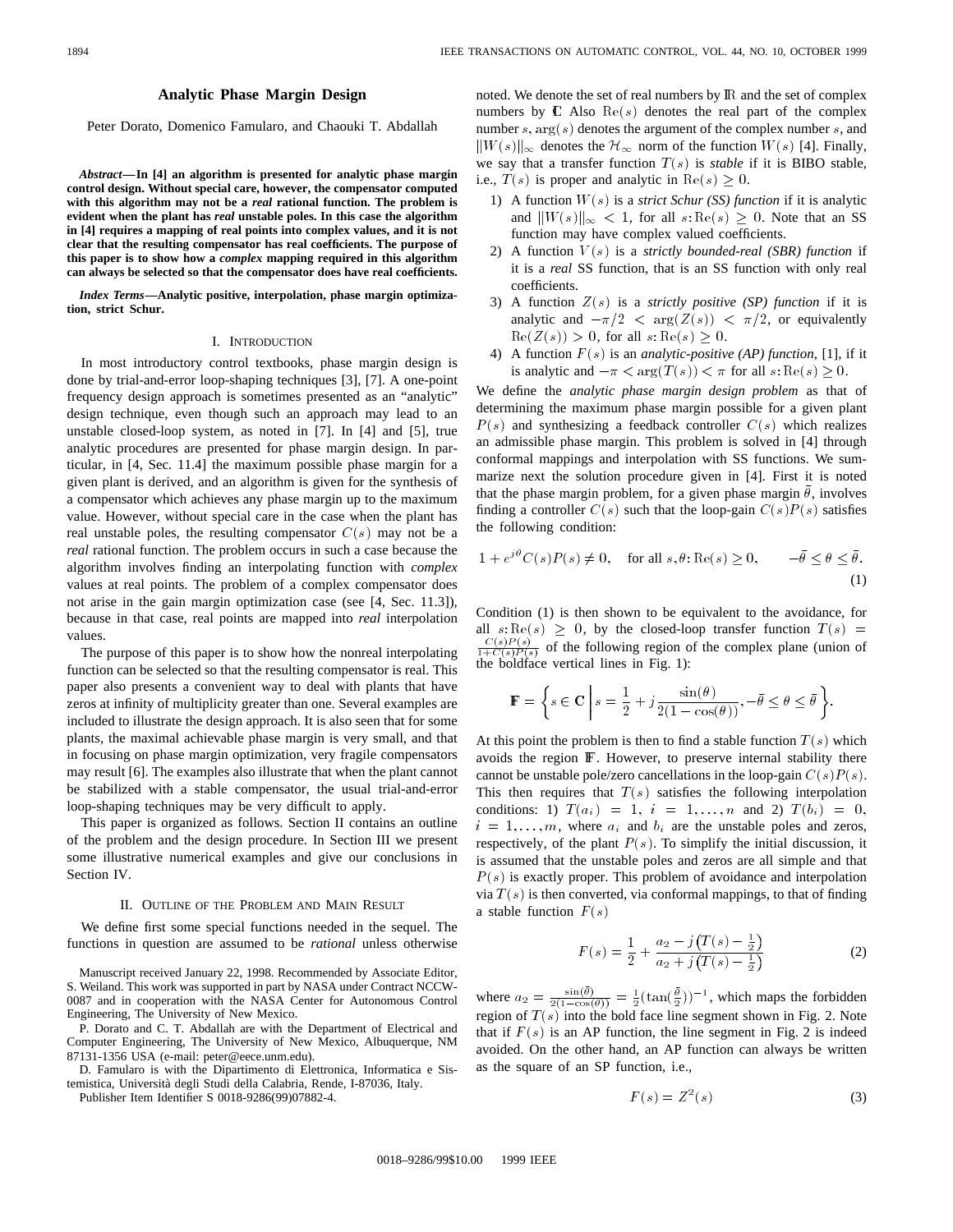# Analytic Phase Margin Design

Peter Dorato, Domenico Famularo, and Chaouki T. Abdallah

***Abstract*—In [4] an algorithm is presented for analytic phase margin control design. Without special care, however, the compensator computed with this algorithm may not be a *real* rational function. The problem is evident when the plant has *real* unstable poles. In this case the algorithm in [4] requires a mapping of real points into complex values, and it is not clear that the resulting compensator has real coefficients. The purpose of this paper is to show how a *complex* mapping required in this algorithm can always be selected so that the compensator does have real coefficients.**

***Index Terms*—Analytic positive, interpolation, phase margin optimization, strict Schur.**

## I. Introduction

In most introductory control textbooks, phase margin design is done by trial-and-error loop-shaping techniques [3], [7]. A one-point frequency design approach is sometimes presented as an "analytic" design technique, even though such an approach may lead to an unstable closed-loop system, as noted in [7]. In [4] and [5], true analytic procedures are presented for phase margin design. In particular, in [4, Sec. 11.4] the maximum possible phase margin for a given plant is derived, and an algorithm is given for the synthesis of a compensator which achieves any phase margin up to the maximum value. However, without special care in the case when the plant has real unstable poles, the resulting compensator $C(s)$ may not be a *real* rational function. The problem occurs in such a case because the algorithm involves finding an interpolating function with *complex* values at real points. The problem of a complex compensator does not arise in the gain margin optimization case (see [4, Sec. 11.3]), because in that case, real points are mapped into *real* interpolation values.

The purpose of this paper is to show how the nonreal interpolating function can be selected so that the resulting compensator is real. This paper also presents a convenient way to deal with plants that have zeros at infinity of multiplicity greater than one. Several examples are included to illustrate the design approach. It is also seen that for some plants, the maximal achievable phase margin is very small, and that in focusing on phase margin optimization, very fragile compensators may result [6]. The examples also illustrate that when the plant cannot be stabilized with a stable compensator, the usual trial-and-error loop-shaping techniques may be very difficult to apply.

This paper is organized as follows. Section II contains an outline of the problem and the design procedure. In Section III we present some illustrative numerical examples and give our conclusions in Section IV.

## II. Outline of the Problem and Main Result

We define first some special functions needed in the sequel. The functions in question are assumed to be *rational* unless otherwise noted. We denote the set of real numbers by $\mathbb{R}$ and the set of complex numbers by $\mathbb{C}$ Also $\mathrm{Re}(s)$ denotes the real part of the complex number $s$, $\arg(s)$ denotes the argument of the complex number $s$, and $\|W(s)\|_\infty$ denotes the $\mathcal{H}_\infty$ norm of the function $W(s)$ [4]. Finally, we say that a transfer function $T(s)$ is *stable* if it is BIBO stable, i.e., $T(s)$ is proper and analytic in $\mathrm{Re}(s) \geq 0$.

1) A function $W(s)$ is a *strict Schur (SS) function* if it is analytic and $\|W(s)\|_\infty < 1$, for all $s\colon \mathrm{Re}(s) \geq 0$. Note that an SS function may have complex valued coefficients.
2) A function $V(s)$ is a *strictly bounded-real (SBR) function* if it is a *real* SS function, that is an SS function with only real coefficients.
3) A function $Z(s)$ is a *strictly positive (SP) function* if it is analytic and $-\pi/2 < \arg(Z(s)) < \pi/2$, or equivalently $\mathrm{Re}(Z(s)) > 0$, for all $s\colon \mathrm{Re}(s) \geq 0$.
4) A function $F(s)$ is an *analytic-positive (AP) function*, [1], if it is analytic and $-\pi < \arg(T(s)) < \pi$ for all $s\colon \mathrm{Re}(s) \geq 0$.

We define the *analytic phase margin design problem* as that of determining the maximum phase margin possible for a given plant $P(s)$ and synthesizing a feedback controller $C(s)$ which realizes an admissible phase margin. This problem is solved in [4] through conformal mappings and interpolation with SS functions. We summarize next the solution procedure given in [4]. First it is noted that the phase margin problem, for a given phase margin $\bar{\theta}$, involves finding a controller $C(s)$ such that the loop-gain $C(s)P(s)$ satisfies the following condition:

$$1 + e^{j\theta}C(s)P(s) \neq 0, \quad \text{for all } s, \theta\colon \mathrm{Re}(s) \geq 0, \qquad -\bar{\theta} \leq \theta \leq \bar{\theta}. \tag{1}$$

Condition (1) is then shown to be equivalent to the avoidance, for all $s\colon \mathrm{Re}(s) \geq 0$, by the closed-loop transfer function $T(s) = \frac{C(s)P(s)}{1+C(s)P(s)}$ of the following region of the complex plane (union of the boldface vertical lines in Fig. 1):

$$\mathbb{F} = \left\{ s \in \mathbf{C} \,\middle|\, s = \frac{1}{2} + j\frac{\sin(\theta)}{2(1-\cos(\theta))}, -\bar{\theta} \leq \theta \leq \bar{\theta} \right\}.$$

At this point the problem is then to find a stable function $T(s)$ which avoids the region $\mathbb{F}$. However, to preserve internal stability there cannot be unstable pole/zero cancellations in the loop-gain $C(s)P(s)$. This then requires that $T(s)$ satisfies the following interpolation conditions: 1) $T(a_i) = 1$, $i = 1, \ldots, n$ and 2) $T(b_i) = 0$, $i = 1, \ldots, m$, where $a_i$ and $b_i$ are the unstable poles and zeros, respectively, of the plant $P(s)$. To simplify the initial discussion, it is assumed that the unstable poles and zeros are all simple and that $P(s)$ is exactly proper. This problem of avoidance and interpolation via $T(s)$ is then converted, via conformal mappings, to that of finding a stable function $F(s)$

$$F(s) = \frac{1}{2} + \frac{a_2 - j\left(T(s) - \frac{1}{2}\right)}{a_2 + j\left(T(s) - \frac{1}{2}\right)} \tag{2}$$

where $a_2 = \frac{\sin(\bar{\theta})}{2(1-\cos(\bar{\theta}))} = \frac{1}{2}(\tan(\frac{\bar{\theta}}{2}))^{-1}$, which maps the forbidden region of $T(s)$ into the bold face line segment shown in Fig. 2. Note that if $F(s)$ is an AP function, the line segment in Fig. 2 is indeed avoided. On the other hand, an AP function can always be written as the square of an SP function, i.e.,

$$F(s) = Z^2(s) \tag{3}$$

Manuscript received January 22, 1998. Recommended by Associate Editor, S. Weiland. This work was supported in part by NASA under Contract NCCW-0087 and in cooperation with the NASA Center for Autonomous Control Engineering, The University of New Mexico.

P. Dorato and C. T. Abdallah are with the Department of Electrical and Computer Engineering, The University of New Mexico, Albuquerque, NM 87131-1356 USA (e-mail: peter@eece.unm.edu).

D. Famularo is with the Dipartimento di Elettronica, Informatica e Sistemistica, Università degli Studi della Calabria, Rende, I-87036, Italy.

Publisher Item Identifier S 0018-9286(99)07882-4.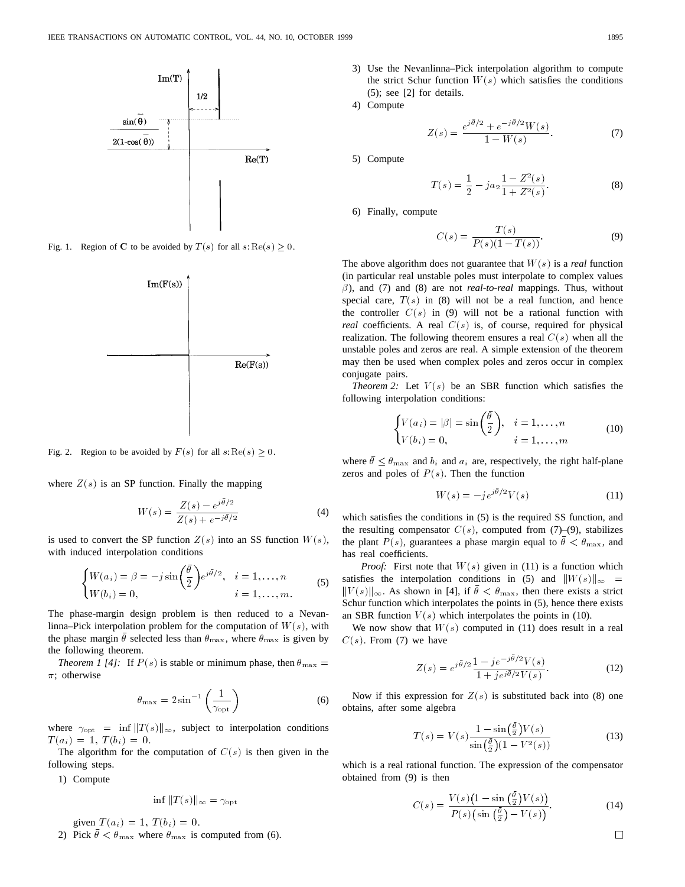Fig. 1. Region of $\mathbf{C}$ to be avoided by $T(s)$ for all $s: \mathrm{Re}(s) \geq 0$.

Fig. 2. Region to be avoided by $F(s)$ for all $s: \mathrm{Re}(s) \geq 0$.

where $Z(s)$ is an SP function. Finally the mapping

$$W(s) = \frac{Z(s) - e^{j\bar{\theta}/2}}{Z(s) + e^{-j\bar{\theta}/2}} \tag{4}$$

is used to convert the SP function $Z(s)$ into an SS function $W(s)$, with induced interpolation conditions

$$\begin{cases} W(a_i) = \beta = -j\sin\left(\dfrac{\bar{\theta}}{2}\right)e^{j\bar{\theta}/2}, & i = 1, \ldots, n \\ W(b_i) = 0, & i = 1, \ldots, m. \end{cases} \tag{5}$$

The phase-margin design problem is then reduced to a Nevanlinna–Pick interpolation problem for the computation of $W(s)$, with the phase margin $\bar{\theta}$ selected less than $\theta_{\max}$, where $\theta_{\max}$ is given by the following theorem.

*Theorem 1 [4]:* If $P(s)$ is stable or minimum phase, then $\theta_{\max} = \pi$; otherwise

$$\theta_{\max} = 2\sin^{-1}\left(\frac{1}{\gamma_{\mathrm{opt}}}\right) \tag{6}$$

where $\gamma_{\mathrm{opt}} = \inf \|T(s)\|_\infty$, subject to interpolation conditions $T(a_i) = 1$, $T(b_i) = 0$.

The algorithm for the computation of $C(s)$ is then given in the following steps.

1) Compute

$$\inf \|T(s)\|_\infty = \gamma_{\mathrm{opt}}$$

given $T(a_i) = 1$, $T(b_i) = 0$.

2) Pick $\bar{\theta} < \theta_{\max}$ where $\theta_{\max}$ is computed from (6).

3) Use the Nevanlinna–Pick interpolation algorithm to compute the strict Schur function $W(s)$ which satisfies the conditions (5); see [2] for details.

4) Compute

$$Z(s) = \frac{e^{j\bar{\theta}/2} + e^{-j\bar{\theta}/2}W(s)}{1 - W(s)}. \tag{7}$$

5) Compute

$$T(s) = \frac{1}{2} - ja_2\frac{1 - Z^2(s)}{1 + Z^2(s)}. \tag{8}$$

6) Finally, compute

$$C(s) = \frac{T(s)}{P(s)(1 - T(s))}. \tag{9}$$

The above algorithm does not guarantee that $W(s)$ is a *real* function (in particular real unstable poles must interpolate to complex values $\beta$), and (7) and (8) are not *real-to-real* mappings. Thus, without special care, $T(s)$ in (8) will not be a real function, and hence the controller $C(s)$ in (9) will not be a rational function with *real* coefficients. A real $C(s)$ is, of course, required for physical realization. The following theorem ensures a real $C(s)$ when all the unstable poles and zeros are real. A simple extension of the theorem may then be used when complex poles and zeros occur in complex conjugate pairs.

*Theorem 2:* Let $V(s)$ be an SBR function which satisfies the following interpolation conditions:

$$\begin{cases} V(a_i) = |\beta| = \sin\left(\dfrac{\bar{\theta}}{2}\right), & i = 1, \ldots, n \\ V(b_i) = 0, & i = 1, \ldots, m \end{cases} \tag{10}$$

where $\bar{\theta} \leq \theta_{\max}$ and $b_i$ and $a_i$ are, respectively, the right half-plane zeros and poles of $P(s)$. Then the function

$$W(s) = -je^{j\bar{\theta}/2}V(s) \tag{11}$$

which satisfies the conditions in (5) is the required SS function, and the resulting compensator $C(s)$, computed from (7)–(9), stabilizes the plant $P(s)$, guarantees a phase margin equal to $\bar{\theta} < \theta_{\max}$, and has real coefficients.

*Proof:* First note that $W(s)$ given in (11) is a function which satisfies the interpolation conditions in (5) and $\|W(s)\|_\infty = \|V(s)\|_\infty$. As shown in [4], if $\bar{\theta} < \theta_{\max}$, then there exists a strict Schur function which interpolates the points in (5), hence there exists an SBR function $V(s)$ which interpolates the points in (10).

We now show that $W(s)$ computed in (11) does result in a real $C(s)$. From (7) we have

$$Z(s) = e^{j\bar{\theta}/2}\frac{1 - je^{-j\bar{\theta}/2}V(s)}{1 + je^{j\bar{\theta}/2}V(s)}. \tag{12}$$

Now if this expression for $Z(s)$ is substituted back into (8) one obtains, after some algebra

$$T(s) = V(s)\frac{1 - \sin\left(\frac{\bar{\theta}}{2}\right)V(s)}{\sin\left(\frac{\bar{\theta}}{2}\right)(1 - V^2(s))} \tag{13}$$

which is a real rational function. The expression of the compensator obtained from (9) is then

$$C(s) = \frac{V(s)\left(1 - \sin\left(\frac{\bar{\theta}}{2}\right)V(s)\right)}{P(s)\left(\sin\left(\frac{\bar{\theta}}{2}\right) - V(s)\right)}. \tag{14}$$

□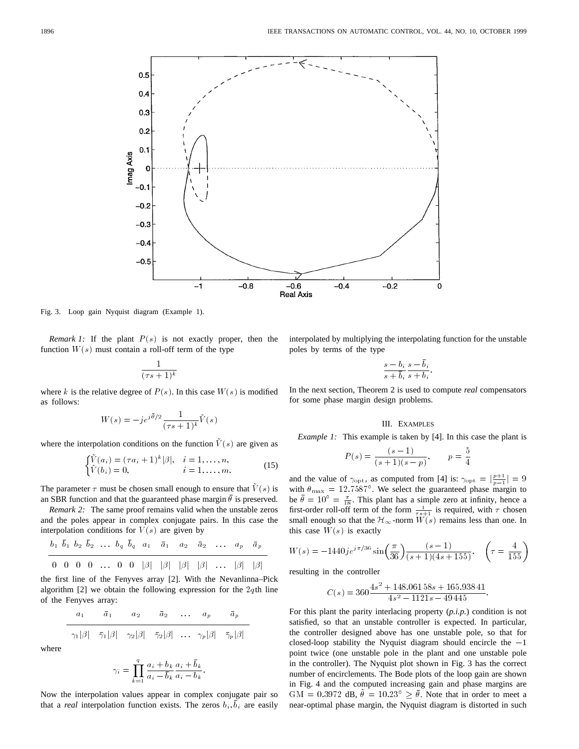Fig. 3. Loop gain Nyquist diagram (Example 1).

*Remark 1:* If the plant $P(s)$ is not exactly proper, then the function $W(s)$ must contain a roll-off term of the type

$$\frac{1}{(\tau s+1)^k}$$

where $k$ is the relative degree of $P(s)$. In this case $W(s)$ is modified as follows:

$$W(s) = -je^{j\bar{\theta}/2}\frac{1}{(\tau s+1)^k}\tilde{V}(s)$$

where the interpolation conditions on the function $\tilde{V}(s)$ are given as

$$\begin{cases}\tilde{V}(a_i) = (\tau a_i + 1)^k|\beta|, & i = 1, \ldots, n,\\ \tilde{V}(b_i) = 0, & i = 1, \ldots, m.\end{cases} \tag{15}$$

The parameter $\tau$ must be chosen small enough to ensure that $\tilde{V}(s)$ is an SBR function and that the guaranteed phase margin $\bar{\theta}$ is preserved.

*Remark 2:* The same proof remains valid when the unstable zeros and the poles appear in complex conjugate pairs. In this case the interpolation conditions for $V(s)$ are given by

| $b_1$ | $\bar{b}_1$ | $b_2$ | $\bar{b}_2$ | $\ldots$ | $b_q$ | $\bar{b}_q$ | $a_1$ | $\bar{a}_1$ | $a_2$ | $\bar{a}_2$ | $\ldots$ | $a_p$ | $\bar{a}_p$ |
|---|---|---|---|---|---|---|---|---|---|---|---|---|---|
| 0 | 0 | 0 | 0 | $\ldots$ | 0 | 0 | $\|\beta\|$ | $\|\beta\|$ | $\|\beta\|$ | $\|\beta\|$ | $\ldots$ | $\|\beta\|$ | $\|\beta\|$ |

the first line of the Fenyves array [2]. With the Nevanlinna–Pick algorithm [2] we obtain the following expression for the $2q$th line of the Fenyves array:

| $a_1$ | $\bar{a}_1$ | $a_2$ | $\bar{a}_2$ | $\ldots$ | $a_p$ | $\bar{a}_p$ |
|---|---|---|---|---|---|---|
| $\gamma_1\|\beta\|$ | $\bar{\gamma}_1\|\beta\|$ | $\gamma_2\|\beta\|$ | $\bar{\gamma}_2\|\beta\|$ | $\ldots$ | $\gamma_p\|\beta\|$ | $\bar{\gamma}_p\|\beta\|$ |

where

$$\gamma_i = \prod_{k=1}^{q}\frac{a_i+b_k}{a_i-\bar{b}_k}\frac{a_i+\bar{b}_k}{a_i-b_k}.$$

Now the interpolation values appear in complex conjugate pair so that a *real* interpolation function exists. The zeros $b_i, \bar{b}_i$ are easily interpolated by multiplying the interpolating function for the unstable poles by terms of the type

$$\frac{s-b_i}{s+\bar{b}_i}\frac{s-\bar{b}_i}{s+b_i}.$$

In the next section, Theorem 2 is used to compute *real* compensators for some phase margin design problems.

## III. Examples

*Example 1:* This example is taken by [4]. In this case the plant is

$$P(s) = \frac{(s-1)}{(s+1)(s-p)}, \qquad p = \frac{5}{4}$$

and the value of $\gamma_{\text{opt}}$, as computed from [4] is: $\gamma_{\text{opt}} = |\frac{p+1}{p-1}| = 9$ with $\theta_{\max} = 12.7587^\circ$. We select the guaranteed phase margin to be $\bar{\theta} = 10^\circ = \frac{\pi}{18}$. This plant has a simple zero at infinity, hence a first-order roll-off term of the form $\frac{1}{\tau s+1}$ is required, with $\tau$ chosen small enough so that the $\mathcal{H}_\infty$-norm $W(s)$ remains less than one. In this case $W(s)$ is exactly

$$W(s) = -1440je^{j\pi/36}\sin\left(\frac{\pi}{36}\right)\frac{(s-1)}{(s+1)(4s+155)}, \quad \left(\tau = \frac{4}{155}\right)$$

resulting in the controller

$$C(s) = 360\frac{4s^2+148.06158s+165.93841}{4s^2-1121s-49445}.$$

For this plant the parity interlacing property (*p.i.p.*) condition is not satisfied, so that an unstable controller is expected. In particular, the controller designed above has one unstable pole, so that for closed-loop stability the Nyquist diagram should encircle the $-1$ point twice (one unstable pole in the plant and one unstable pole in the controller). The Nyquist plot shown in Fig. 3 has the correct number of encirclements. The Bode plots of the loop gain are shown in Fig. 4 and the computed increasing gain and phase margins are $\text{GM} = 0.3972$ dB, $\tilde{\theta} = 10.23^\circ \geq \bar{\theta}$. Note that in order to meet a near-optimal phase margin, the Nyquist diagram is distorted in such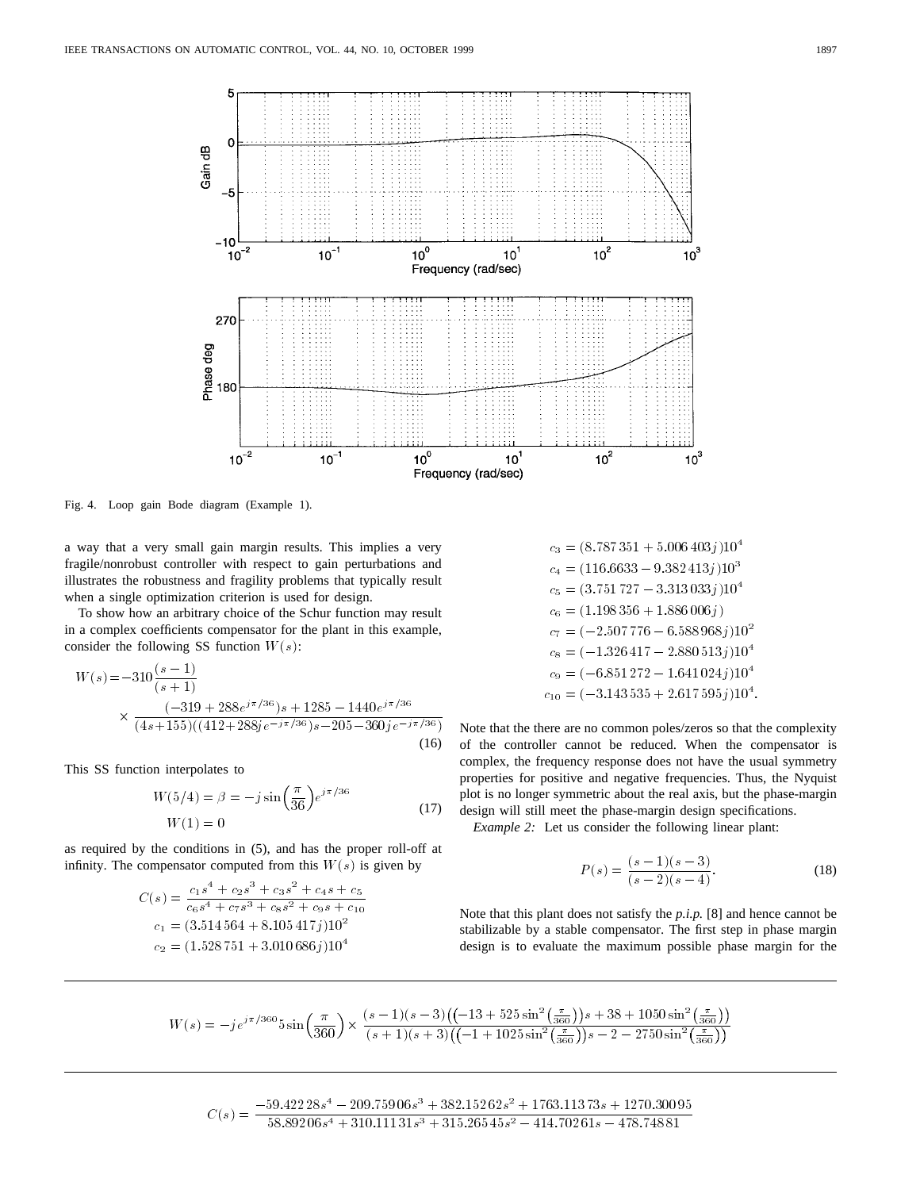Fig. 4. Loop gain Bode diagram (Example 1).

a way that a very small gain margin results. This implies a very fragile/nonrobust controller with respect to gain perturbations and illustrates the robustness and fragility problems that typically result when a single optimization criterion is used for design.

To show how an arbitrary choice of the Schur function may result in a complex coefficients compensator for the plant in this example, consider the following SS function $W(s)$:

$$W(s) = -310\frac{(s-1)}{(s+1)} \times \frac{(-319+288e^{j\pi/36})s+1285-1440e^{j\pi/36}}{(4s+155)((412+288je^{-j\pi/36})s-205-360je^{-j\pi/36})} \quad (16)$$

This SS function interpolates to

$$W(5/4) = \beta = -j\sin\left(\frac{\pi}{36}\right)e^{j\pi/36}$$
$$W(1) = 0 \quad (17)$$

as required by the conditions in (5), and has the proper roll-off at infinity. The compensator computed from this $W(s)$ is given by

$$C(s) = \frac{c_1 s^4 + c_2 s^3 + c_3 s^2 + c_4 s + c_5}{c_6 s^4 + c_7 s^3 + c_8 s^2 + c_9 s + c_{10}}$$
$$c_1 = (3.514\,564 + 8.105\,417j)10^2$$
$$c_2 = (1.528\,751 + 3.010\,686j)10^4$$
$$c_3 = (8.787\,351 + 5.006\,403j)10^4$$
$$c_4 = (116.6633 - 9.382\,413j)10^3$$
$$c_5 = (3.751\,727 - 3.313\,033j)10^4$$
$$c_6 = (1.198\,356 + 1.886\,006j)$$
$$c_7 = (-2.507\,776 - 6.588\,968j)10^2$$
$$c_8 = (-1.326\,417 - 2.880\,513j)10^4$$
$$c_9 = (-6.851\,272 - 1.641\,024j)10^4$$
$$c_{10} = (-3.143\,535 + 2.617\,595j)10^4.$$

Note that the there are no common poles/zeros so that the complexity of the controller cannot be reduced. When the compensator is complex, the frequency response does not have the usual symmetry properties for positive and negative frequencies. Thus, the Nyquist plot is no longer symmetric about the real axis, but the phase-margin design will still meet the phase-margin design specifications.

*Example 2:* Let us consider the following linear plant:

$$P(s) = \frac{(s-1)(s-3)}{(s-2)(s-4)}. \quad (18)$$

Note that this plant does not satisfy the *p.i.p.* [8] and hence cannot be stabilizable by a stable compensator. The first step in phase margin design is to evaluate the maximum possible phase margin for the

---

$$W(s) = -je^{j\pi/360}5\sin\left(\frac{\pi}{360}\right) \times \frac{(s-1)(s-3)\left(\left(-13+525\sin^2\left(\frac{\pi}{360}\right)\right)s+38+1050\sin^2\left(\frac{\pi}{360}\right)\right)}{(s+1)(s+3)\left(\left(-1+1025\sin^2\left(\frac{\pi}{360}\right)\right)s-2-2750\sin^2\left(\frac{\pi}{360}\right)\right)}$$

---

$$C(s) = \frac{-59.422\,28s^4 - 209.759\,06s^3 + 382.152\,62s^2 + 1763.113\,73s + 1270.300\,95}{58.892\,06s^4 + 310.111\,31s^3 + 315.265\,45s^2 - 414.702\,61s - 478.748\,81}$$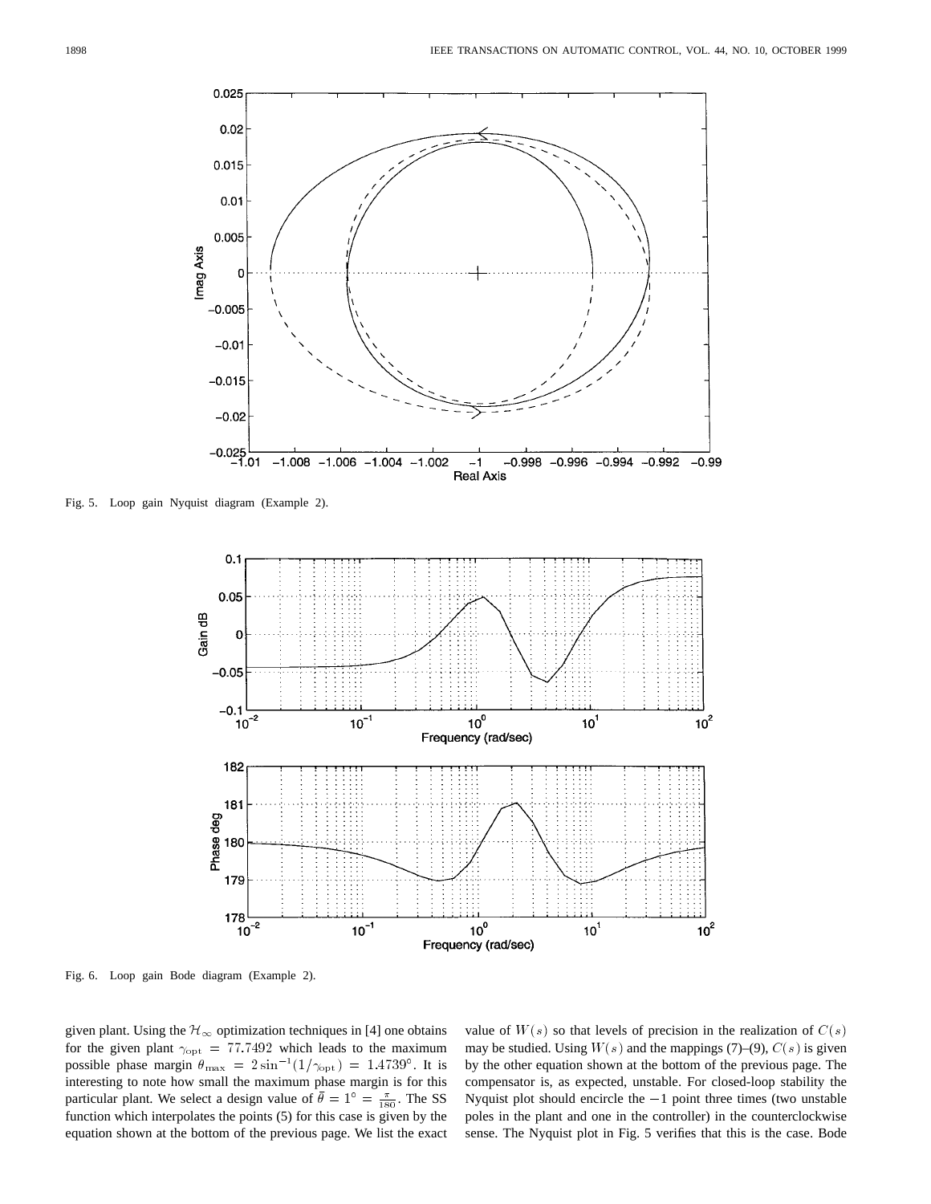Fig. 5. Loop gain Nyquist diagram (Example 2).

Fig. 6. Loop gain Bode diagram (Example 2).

given plant. Using the $\mathcal{H}_\infty$ optimization techniques in [4] one obtains for the given plant $\gamma_{\text{opt}} = 77.7492$ which leads to the maximum possible phase margin $\theta_{\max} = 2\sin^{-1}(1/\gamma_{\text{opt}}) = 1.4739°$. It is interesting to note how small the maximum phase margin is for this particular plant. We select a design value of $\bar{\theta} = 1° = \frac{\pi}{180}$. The SS function which interpolates the points (5) for this case is given by the equation shown at the bottom of the previous page. We list the exact value of $W(s)$ so that levels of precision in the realization of $C(s)$ may be studied. Using $W(s)$ and the mappings (7)–(9), $C(s)$ is given by the other equation shown at the bottom of the previous page. The compensator is, as expected, unstable. For closed-loop stability the Nyquist plot should encircle the $-1$ point three times (two unstable poles in the plant and one in the controller) in the counterclockwise sense. The Nyquist plot in Fig. 5 verifies that this is the case. Bode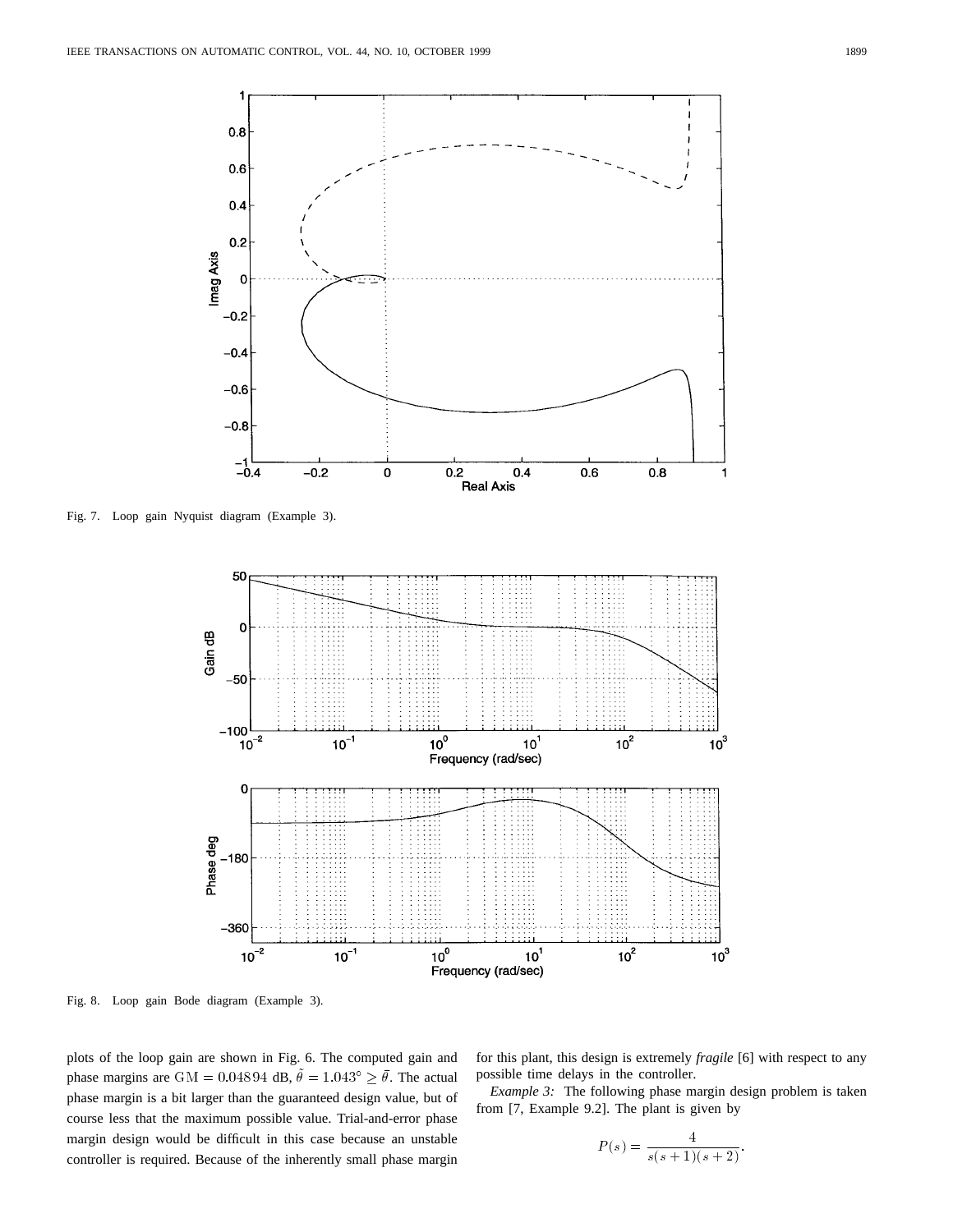Fig. 7. Loop gain Nyquist diagram (Example 3).

Fig. 8. Loop gain Bode diagram (Example 3).

plots of the loop gain are shown in Fig. 6. The computed gain and phase margins are $\mathrm{GM} = 0.04894$ dB, $\tilde{\theta} = 1.043^{\circ} \geq \bar{\theta}$. The actual phase margin is a bit larger than the guaranteed design value, but of course less that the maximum possible value. Trial-and-error phase margin design would be difficult in this case because an unstable controller is required. Because of the inherently small phase margin for this plant, this design is extremely *fragile* [6] with respect to any possible time delays in the controller.

*Example 3:* The following phase margin design problem is taken from [7, Example 9.2]. The plant is given by

$$P(s) = \frac{4}{s(s+1)(s+2)}.$$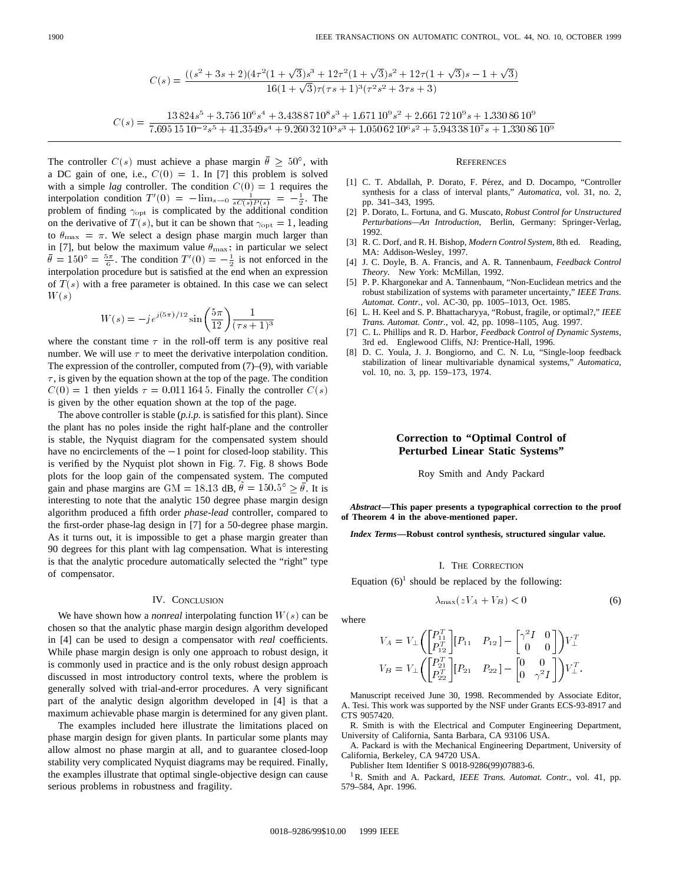$$C(s) = \frac{((s^2+3s+2)(4\tau^2(1+\sqrt{3})s^3 + 12\tau^2(1+\sqrt{3})s^2 + 12\tau(1+\sqrt{3})s - 1 + \sqrt{3})}{16(1+\sqrt{3})\tau(\tau s+1)^3(\tau^2 s^2 + 3\tau s + 3)}$$

$$C(s) = \frac{13\,824 s^5 + 3.756\,10^6 s^4 + 3.438\,87\,10^8 s^3 + 1.671\,10^9 s^2 + 2.661\,72\,10^9 s + 1.330\,86\,10^9}{7.695\,15\,10^{-2} s^5 + 41.3549 s^4 + 9.260\,32\,10^3 s^3 + 1.050\,62\,10^6 s^2 + 5.943\,38\,10^7 s + 1.330\,86\,10^9}$$

The controller $C(s)$ must achieve a phase margin $\bar{\theta} \geq 50°$, with a DC gain of one, i.e., $C(0) = 1$. In [7] this problem is solved with a simple *lag* controller. The condition $C(0) = 1$ requires the interpolation condition $T'(0) = -\lim_{s\to 0} \frac{1}{sC(s)P(s)} = -\frac{1}{2}$. The problem of finding $\gamma_{\text{opt}}$ is complicated by the additional condition on the derivative of $T(s)$, but it can be shown that $\gamma_{\text{opt}} = 1$, leading to $\theta_{\max} = \pi$. We select a design phase margin much larger than in [7], but below the maximum value $\theta_{\max}$: in particular we select $\bar{\theta} = 150° = \frac{5\pi}{6}$. The condition $T'(0) = -\frac{1}{2}$ is not enforced in the interpolation procedure but is satisfied at the end when an expression of $T(s)$ with a free parameter is obtained. In this case we can select $W(s)$

$$W(s) = -je^{j(5\pi)/12} \sin\left(\frac{5\pi}{12}\right) \frac{1}{(\tau s+1)^3}$$

where the constant time $\tau$ in the roll-off term is any positive real number. We will use $\tau$ to meet the derivative interpolation condition. The expression of the controller, computed from (7)–(9), with variable $\tau$, is given by the equation shown at the top of the page. The condition $C(0) = 1$ then yields $\tau = 0.011\,164\,5$. Finally the controller $C(s)$ is given by the other equation shown at the top of the page.

The above controller is stable (*p.i.p.* is satisfied for this plant). Since the plant has no poles inside the right half-plane and the controller is stable, the Nyquist diagram for the compensated system should have no encirclements of the $-1$ point for closed-loop stability. This is verified by the Nyquist plot shown in Fig. 7. Fig. 8 shows Bode plots for the loop gain of the compensated system. The computed gain and phase margins are $\text{GM} = 18.13$ dB, $\tilde{\theta} = 150.5° \geq \bar{\theta}$. It is interesting to note that the analytic 150 degree phase margin design algorithm produced a fifth order *phase-lead* controller, compared to the first-order phase-lag design in [7] for a 50-degree phase margin. As it turns out, it is impossible to get a phase margin greater than 90 degrees for this plant with lag compensation. What is interesting is that the analytic procedure automatically selected the "right" type of compensator.

## IV. Conclusion

We have shown how a *nonreal* interpolating function $W(s)$ can be chosen so that the analytic phase margin design algorithm developed in [4] can be used to design a compensator with *real* coefficients. While phase margin design is only one approach to robust design, it is commonly used in practice and is the only robust design approach discussed in most introductory control texts, where the problem is generally solved with trial-and-error procedures. A very significant part of the analytic design algorithm developed in [4] is that a maximum achievable phase margin is determined for any given plant.

The examples included here illustrate the limitations placed on phase margin design for given plants. In particular some plants may allow almost no phase margin at all, and to guarantee closed-loop stability very complicated Nyquist diagrams may be required. Finally, the examples illustrate that optimal single-objective design can cause serious problems in robustness and fragility.

## References

[1] C. T. Abdallah, P. Dorato, F. Pérez, and D. Docampo, "Controller synthesis for a class of interval plants," *Automatica*, vol. 31, no. 2, pp. 341–343, 1995.

[2] P. Dorato, L. Fortuna, and G. Muscato, *Robust Control for Unstructured Perturbations—An Introduction*, Berlin, Germany: Springer-Verlag, 1992.

[3] R. C. Dorf, and R. H. Bishop, *Modern Control System*, 8th ed. Reading, MA: Addison-Wesley, 1997.

[4] J. C. Doyle, B. A. Francis, and A. R. Tannenbaum, *Feedback Control Theory*. New York: McMillan, 1992.

[5] P. P. Khargonekar and A. Tannenbaum, "Non-Euclidean metrics and the robust stabilization of systems with parameter uncertainty," *IEEE Trans. Automat. Contr.*, vol. AC-30, pp. 1005–1013, Oct. 1985.

[6] L. H. Keel and S. P. Bhattacharyya, "Robust, fragile, or optimal?," *IEEE Trans. Automat. Contr.*, vol. 42, pp. 1098–1105, Aug. 1997.

[7] C. L. Phillips and R. D. Harbor, *Feedback Control of Dynamic Systems*, 3rd ed. Englewood Cliffs, NJ: Prentice-Hall, 1996.

[8] D. C. Youla, J. J. Bongiorno, and C. N. Lu, "Single-loop feedback stabilization of linear multivariable dynamical systems," *Automatica*, vol. 10, no. 3, pp. 159–173, 1974.

# Correction to "Optimal Control of Perturbed Linear Static Systems"

Roy Smith and Andy Packard

***Abstract*—This paper presents a typographical correction to the proof of Theorem 4 in the above-mentioned paper.**

***Index Terms*—Robust control synthesis, structured singular value.**

## I. The Correction

Equation (6)[1] should be replaced by the following:

$$\lambda_{\max}(zV_A + V_B) < 0 \tag{6}$$

where

$$V_A = V_\perp \left( \begin{bmatrix} P_{11}^T \\ P_{12}^T \end{bmatrix} [P_{11} \quad P_{12}] - \begin{bmatrix} \gamma^2 I & 0 \\ 0 & 0 \end{bmatrix} \right) V_\perp^T$$

$$V_B = V_\perp \left( \begin{bmatrix} P_{21}^T \\ P_{22}^T \end{bmatrix} [P_{21} \quad P_{22}] - \begin{bmatrix} 0 & 0 \\ 0 & \gamma^2 I \end{bmatrix} \right) V_\perp^T.$$

Manuscript received June 30, 1998. Recommended by Associate Editor, A. Tesi. This work was supported by the NSF under Grants ECS-93-8917 and CTS 9057420.

R. Smith is with the Electrical and Computer Engineering Department, University of California, Santa Barbara, CA 93106 USA.

A. Packard is with the Mechanical Engineering Department, University of California, Berkeley, CA 94720 USA.

Publisher Item Identifier S 0018-9286(99)07883-6.

[1] R. Smith and A. Packard, *IEEE Trans. Automat. Contr.*, vol. 41, pp. 579–584, Apr. 1996.